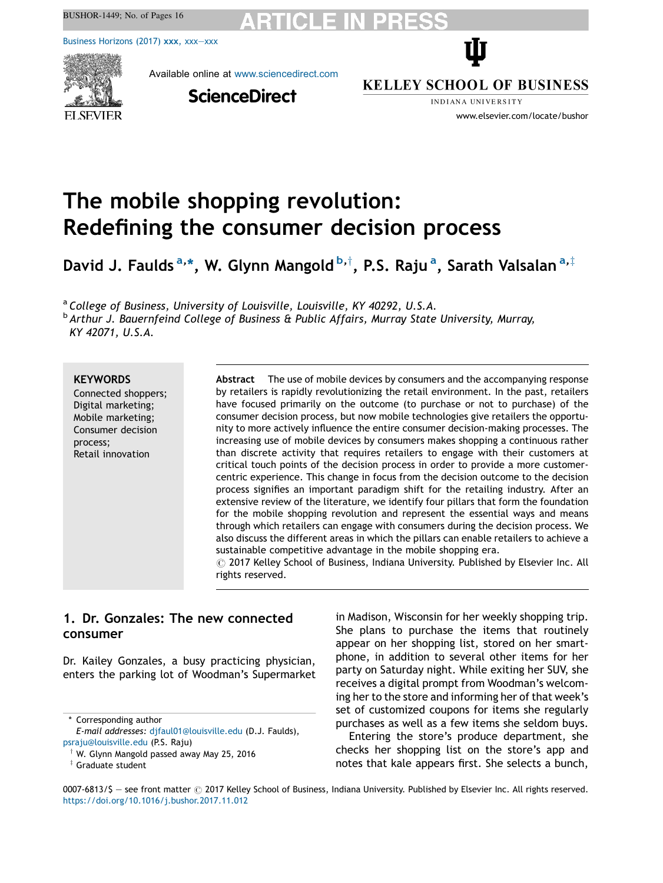# The mobile shopping revolution: Redefining the consumer decision process

**David J. Faulds [a,*], W. Glynn Mangold [b,†], P.S. Raju [a], Sarath Valsalan [a,‡]**

[a] *College of Business, University of Louisville, Louisville, KY 40292, U.S.A.*
[b] *Arthur J. Bauernfeind College of Business & Public Affairs, Murray State University, Murray, KY 42071, U.S.A.*

**KEYWORDS**
Connected shoppers;
Digital marketing;
Mobile marketing;
Consumer decision process;
Retail innovation

**Abstract** The use of mobile devices by consumers and the accompanying response by retailers is rapidly revolutionizing the retail environment. In the past, retailers have focused primarily on the outcome (to purchase or not to purchase) of the consumer decision process, but now mobile technologies give retailers the opportunity to more actively influence the entire consumer decision-making processes. The increasing use of mobile devices by consumers makes shopping a continuous rather than discrete activity that requires retailers to engage with their customers at critical touch points of the decision process in order to provide a more customer-centric experience. This change in focus from the decision outcome to the decision process signifies an important paradigm shift for the retailing industry. After an extensive review of the literature, we identify four pillars that form the foundation for the mobile shopping revolution and represent the essential ways and means through which retailers can engage with consumers during the decision process. We also discuss the different areas in which the pillars can enable retailers to achieve a sustainable competitive advantage in the mobile shopping era.
© 2017 Kelley School of Business, Indiana University. Published by Elsevier Inc. All rights reserved.

## 1. Dr. Gonzales: The new connected consumer

Dr. Kailey Gonzales, a busy practicing physician, enters the parking lot of Woodman's Supermarket in Madison, Wisconsin for her weekly shopping trip. She plans to purchase the items that routinely appear on her shopping list, stored on her smartphone, in addition to several other items for her party on Saturday night. While exiting her SUV, she receives a digital prompt from Woodman's welcoming her to the store and informing her of that week's set of customized coupons for items she regularly purchases as well as a few items she seldom buys.

Entering the store's produce department, she checks her shopping list on the store's app and notes that kale appears first. She selects a bunch,

\* Corresponding author
*E-mail addresses:* djfaul01@louisville.edu (D.J. Faulds), psraju@louisville.edu (P.S. Raju)
† W. Glynn Mangold passed away May 25, 2016
‡ Graduate student

0007-6813/$ — see front matter © 2017 Kelley School of Business, Indiana University. Published by Elsevier Inc. All rights reserved.
https://doi.org/10.1016/j.bushor.2017.11.012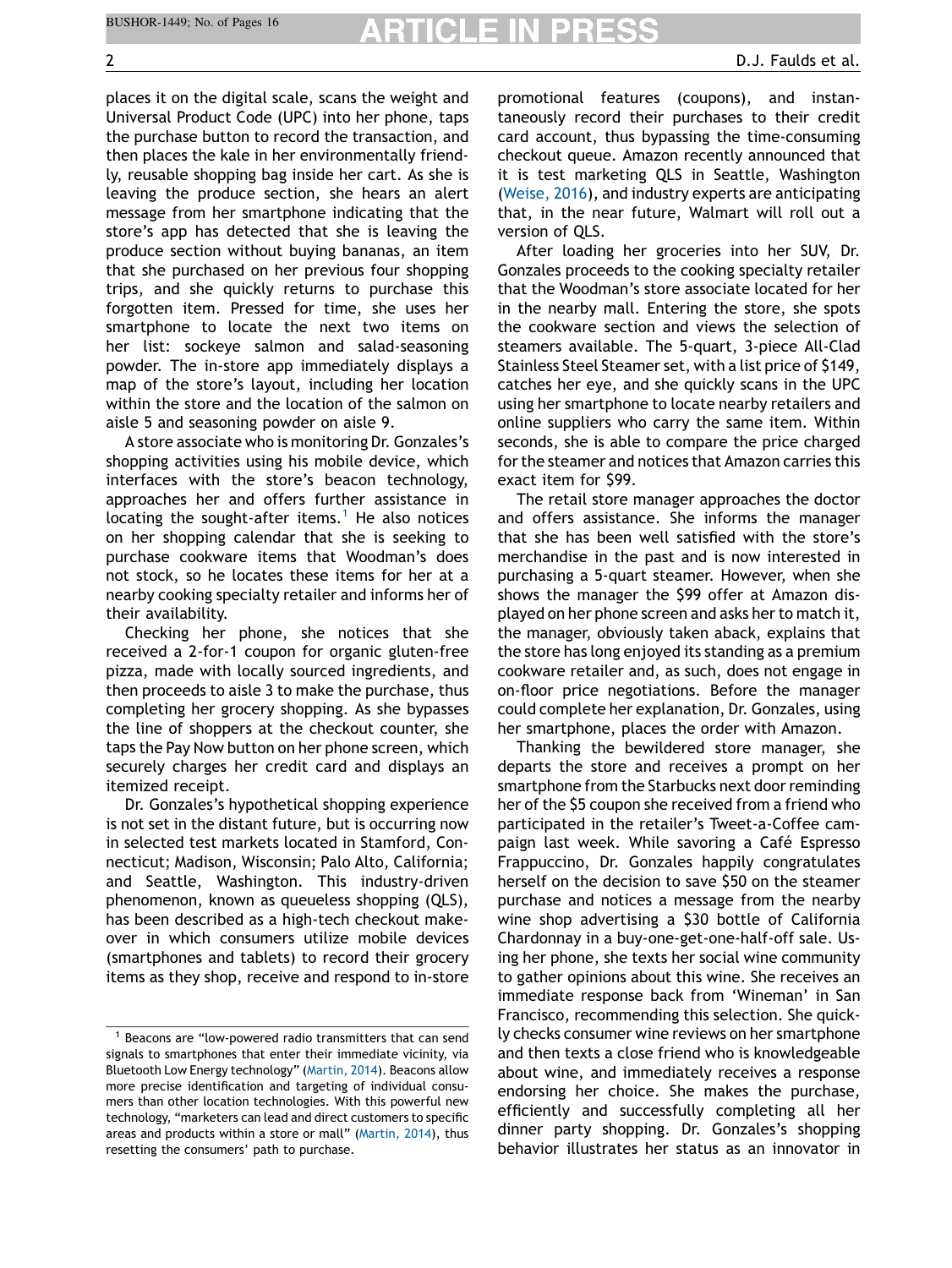places it on the digital scale, scans the weight and Universal Product Code (UPC) into her phone, taps the purchase button to record the transaction, and then places the kale in her environmentally friendly, reusable shopping bag inside her cart. As she is leaving the produce section, she hears an alert message from her smartphone indicating that the store's app has detected that she is leaving the produce section without buying bananas, an item that she purchased on her previous four shopping trips, and she quickly returns to purchase this forgotten item. Pressed for time, she uses her smartphone to locate the next two items on her list: sockeye salmon and salad-seasoning powder. The in-store app immediately displays a map of the store's layout, including her location within the store and the location of the salmon on aisle 5 and seasoning powder on aisle 9.

A store associate who is monitoring Dr. Gonzales's shopping activities using his mobile device, which interfaces with the store's beacon technology, approaches her and offers further assistance in locating the sought-after items.[1] He also notices on her shopping calendar that she is seeking to purchase cookware items that Woodman's does not stock, so he locates these items for her at a nearby cooking specialty retailer and informs her of their availability.

Checking her phone, she notices that she received a 2-for-1 coupon for organic gluten-free pizza, made with locally sourced ingredients, and then proceeds to aisle 3 to make the purchase, thus completing her grocery shopping. As she bypasses the line of shoppers at the checkout counter, she taps the Pay Now button on her phone screen, which securely charges her credit card and displays an itemized receipt.

Dr. Gonzales's hypothetical shopping experience is not set in the distant future, but is occurring now in selected test markets located in Stamford, Connecticut; Madison, Wisconsin; Palo Alto, California; and Seattle, Washington. This industry-driven phenomenon, known as queueless shopping (QLS), has been described as a high-tech checkout makeover in which consumers utilize mobile devices (smartphones and tablets) to record their grocery items as they shop, receive and respond to in-store promotional features (coupons), and instantaneously record their purchases to their credit card account, thus bypassing the time-consuming checkout queue. Amazon recently announced that it is test marketing QLS in Seattle, Washington (Weise, 2016), and industry experts are anticipating that, in the near future, Walmart will roll out a version of QLS.

After loading her groceries into her SUV, Dr. Gonzales proceeds to the cooking specialty retailer that the Woodman's store associate located for her in the nearby mall. Entering the store, she spots the cookware section and views the selection of steamers available. The 5-quart, 3-piece All-Clad Stainless Steel Steamer set, with a list price of $149, catches her eye, and she quickly scans in the UPC using her smartphone to locate nearby retailers and online suppliers who carry the same item. Within seconds, she is able to compare the price charged for the steamer and notices that Amazon carries this exact item for $99.

The retail store manager approaches the doctor and offers assistance. She informs the manager that she has been well satisfied with the store's merchandise in the past and is now interested in purchasing a 5-quart steamer. However, when she shows the manager the $99 offer at Amazon displayed on her phone screen and asks her to match it, the manager, obviously taken aback, explains that the store has long enjoyed its standing as a premium cookware retailer and, as such, does not engage in on-floor price negotiations. Before the manager could complete her explanation, Dr. Gonzales, using her smartphone, places the order with Amazon.

Thanking the bewildered store manager, she departs the store and receives a prompt on her smartphone from the Starbucks next door reminding her of the $5 coupon she received from a friend who participated in the retailer's Tweet-a-Coffee campaign last week. While savoring a Café Espresso Frappuccino, Dr. Gonzales happily congratulates herself on the decision to save $50 on the steamer purchase and notices a message from the nearby wine shop advertising a $30 bottle of California Chardonnay in a buy-one-get-one-half-off sale. Using her phone, she texts her social wine community to gather opinions about this wine. She receives an immediate response back from 'Wineman' in San Francisco, recommending this selection. She quickly checks consumer wine reviews on her smartphone and then texts a close friend who is knowledgeable about wine, and immediately receives a response endorsing her choice. She makes the purchase, efficiently and successfully completing all her dinner party shopping. Dr. Gonzales's shopping behavior illustrates her status as an innovator in

[1] Beacons are "low-powered radio transmitters that can send signals to smartphones that enter their immediate vicinity, via Bluetooth Low Energy technology" (Martin, 2014). Beacons allow more precise identification and targeting of individual consumers than other location technologies. With this powerful new technology, "marketers can lead and direct customers to specific areas and products within a store or mall" (Martin, 2014), thus resetting the consumers' path to purchase.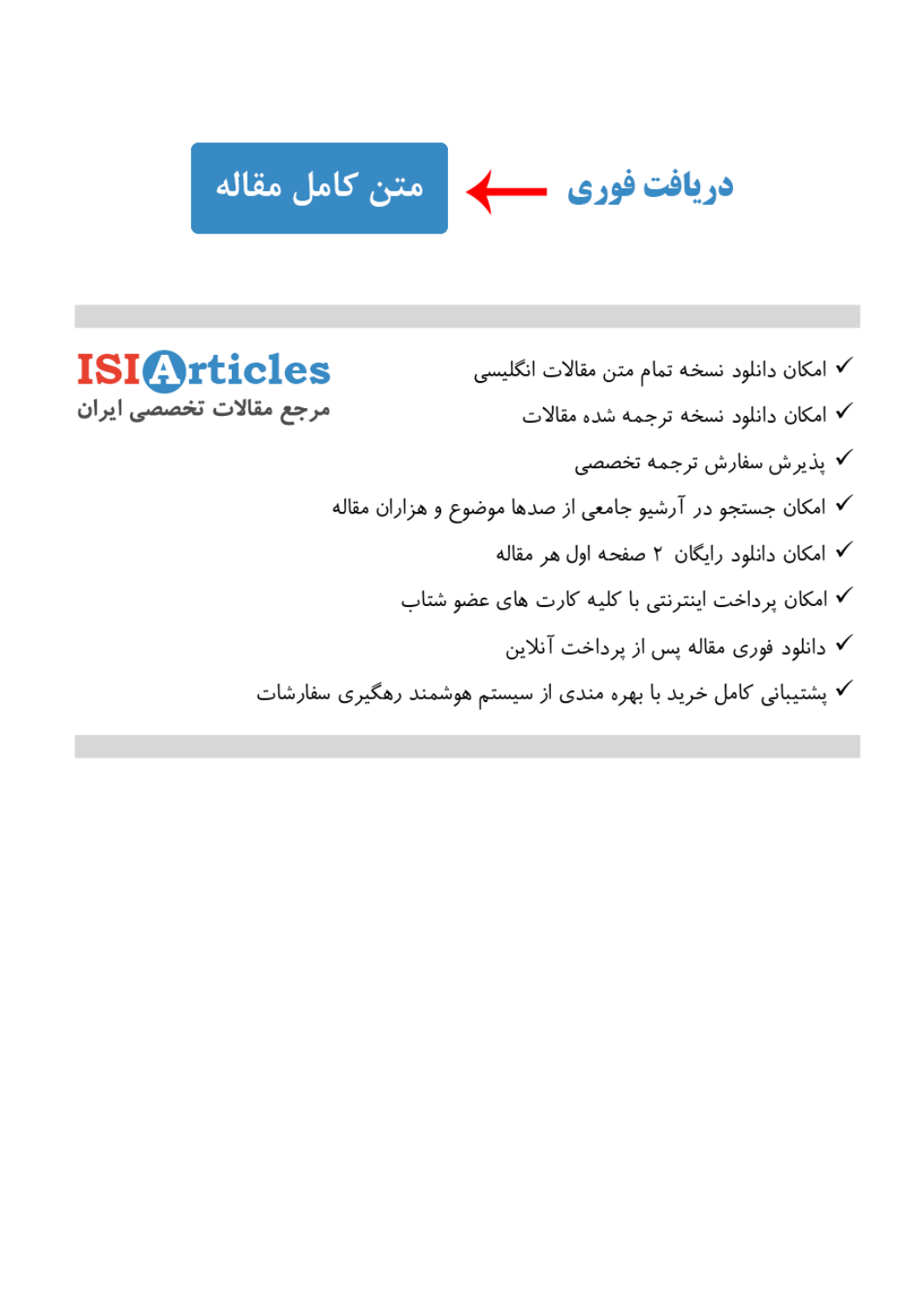دریافت فوری ← **متن کامل مقاله**

**ISIArticles**
مرجع مقالات تخصصی ایران

- ✓ امکان دانلود نسخه تمام متن مقالات انگلیسی
- ✓ امکان دانلود نسخه ترجمه شده مقالات
- ✓ پذیرش سفارش ترجمه تخصصی
- ✓ امکان جستجو در آرشیو جامعی از صدها موضوع و هزاران مقاله
- ✓ امکان دانلود رایگان ۲ صفحه اول هر مقاله
- ✓ امکان پرداخت اینترنتی با کلیه کارت های عضو شتاب
- ✓ دانلود فوری مقاله پس از پرداخت آنلاین
- ✓ پشتیبانی کامل خرید با بهره مندی از سیستم هوشمند رهگیری سفارشات